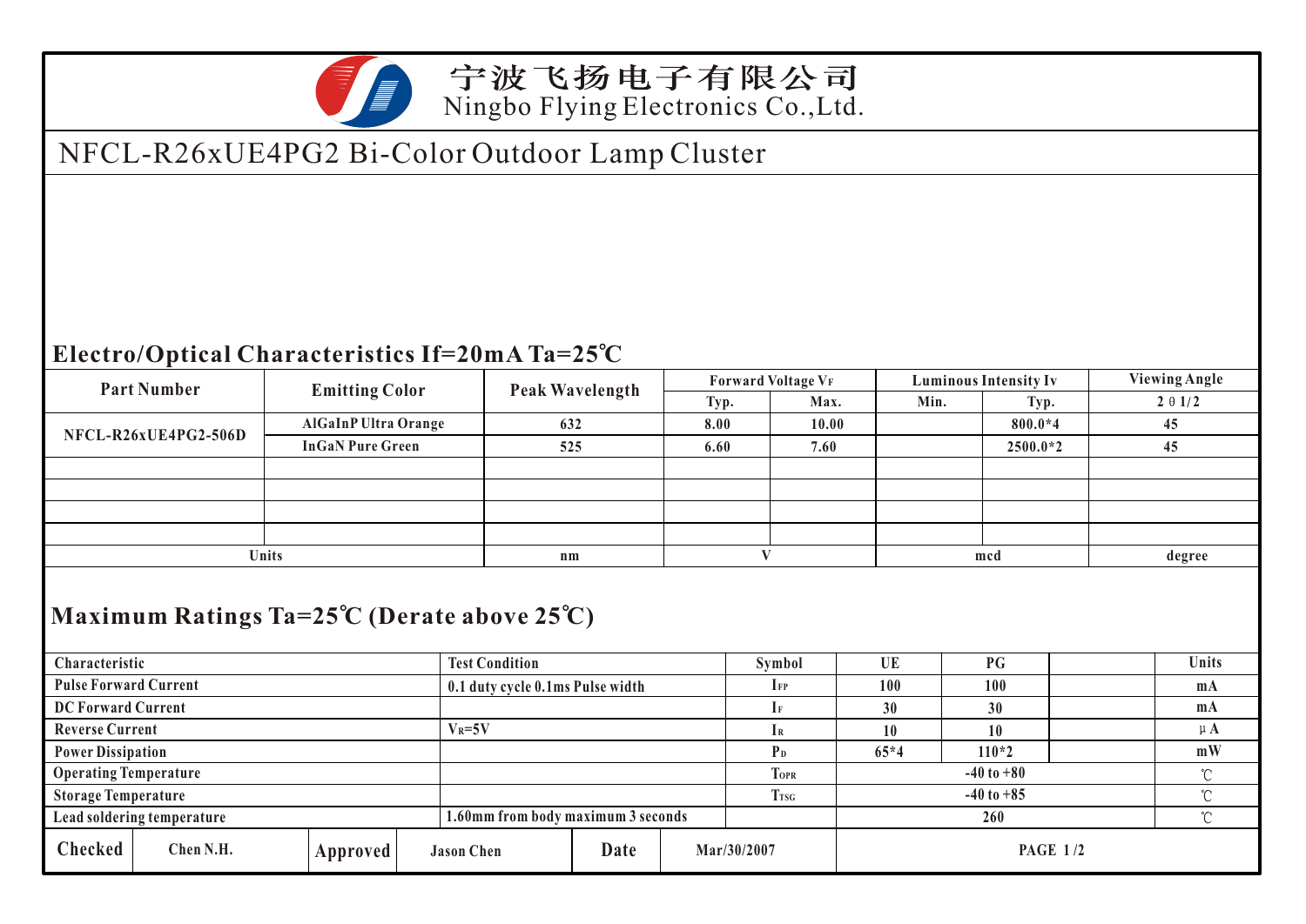宁波飞扬电子有限公司
Ningbo Flying Electronics Co.,Ltd.

# NFCL-R26xUE4PG2 Bi-Color Outdoor Lamp Cluster

## Electro/Optical Characteristics If=20mA Ta=25℃

| Part Number | Emitting Color | Peak Wavelength | Forward Voltage $V_F$ | | Luminous Intensity Iv | | Viewing Angle |
|---|---|---|---|---|---|---|---|
| | | | Typ. | Max. | Min. | Typ. | 2θ1/2 |
| NFCL-R26xUE4PG2-506D | AlGaInP Ultra Orange | 632 | 8.00 | 10.00 | | 800.0*4 | 45 |
| | InGaN Pure Green | 525 | 6.60 | 7.60 | | 2500.0*2 | 45 |
| | | | | | | | |
| | | | | | | | |
| | | | | | | | |
| | | | | | | | |
| Units | | nm | V | | mcd | | degree |

## Maximum Ratings Ta=25℃ (Derate above 25℃)

| Characteristic | Test Condition | Symbol | UE | PG | | Units |
|---|---|---|---|---|---|---|
| Pulse Forward Current | 0.1 duty cycle 0.1ms Pulse width | $I_{FP}$ | 100 | 100 | | mA |
| DC Forward Current | | $I_F$ | 30 | 30 | | mA |
| Reverse Current | $V_R$=5V | $I_R$ | 10 | 10 | | μA |
| Power Dissipation | | $P_D$ | 65*4 | 110*2 | | mW |
| Operating Temperature | | $T_{OPR}$ | -40 to +80 | | | ℃ |
| Storage Temperature | | $T_{TSG}$ | -40 to +85 | | | ℃ |
| Lead soldering temperature | 1.60mm from body maximum 3 seconds | | 260 | | | ℃ |

| Checked | Chen N.H. | Approved | Jason Chen | Date | Mar/30/2007 |
|---|---|---|---|---|---|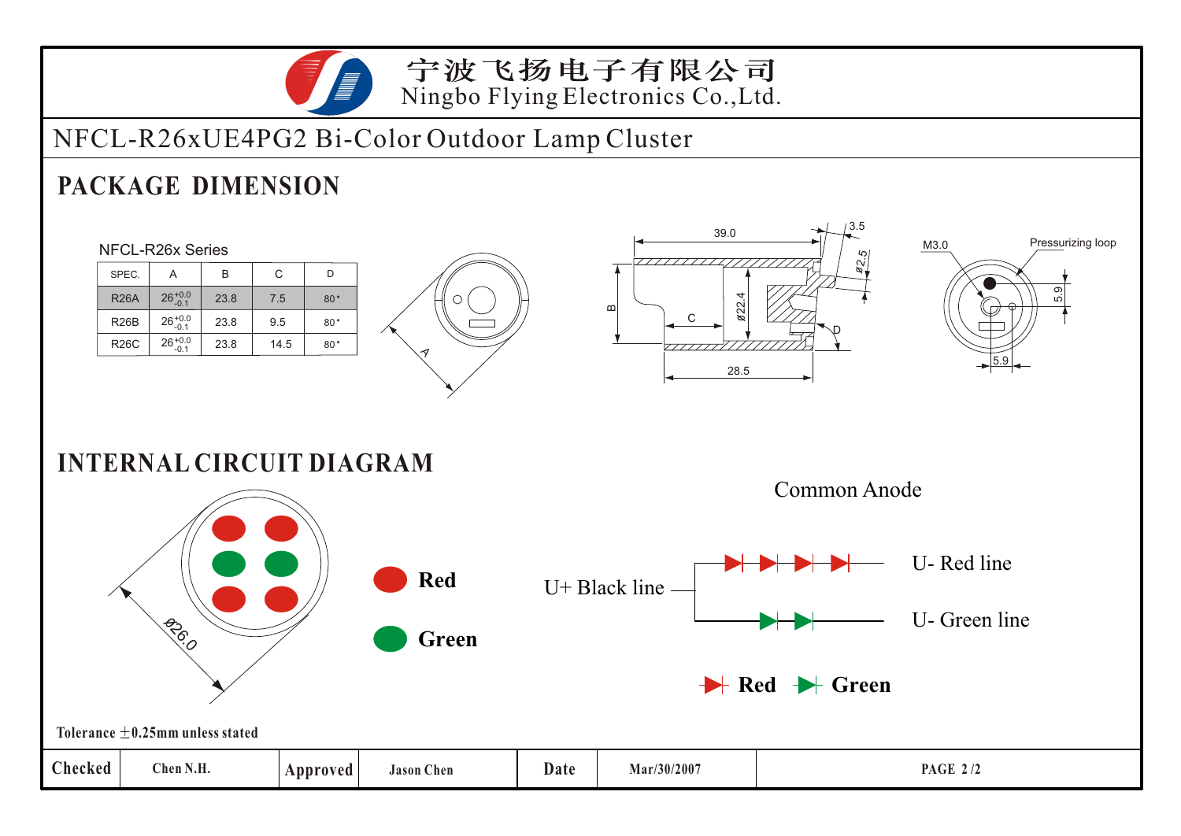宁波飞扬电子有限公司
Ningbo Flying Electronics Co.,Ltd.

NFCL-R26xUE4PG2 Bi-Color Outdoor Lamp Cluster

# PACKAGE DIMENSION

NFCL-R26x Series

| SPEC. | A | B | C | D |
|---|---|---|---|---|
| R26A | $26^{+0.0}_{-0.1}$ | 23.8 | 7.5 | 80° |
| R26B | $26^{+0.0}_{-0.1}$ | 23.8 | 9.5 | 80° |
| R26C | $26^{+0.0}_{-0.1}$ | 23.8 | 14.5 | 80° |

A

39.0
3.5
ø2.5
B
ø22.4
C
D
28.5

M3.0
Pressurizing loop
5.9
5.9

# INTERNAL CIRCUIT DIAGRAM

ø26.0

Red

Green

Common Anode

U+ Black line

U- Red line

U- Green line

Red Green

Tolerance ±0.25mm unless stated

| Checked | Chen N.H. | Approved | Jason Chen | Date | Mar/30/2007 |
|---|---|---|---|---|---|